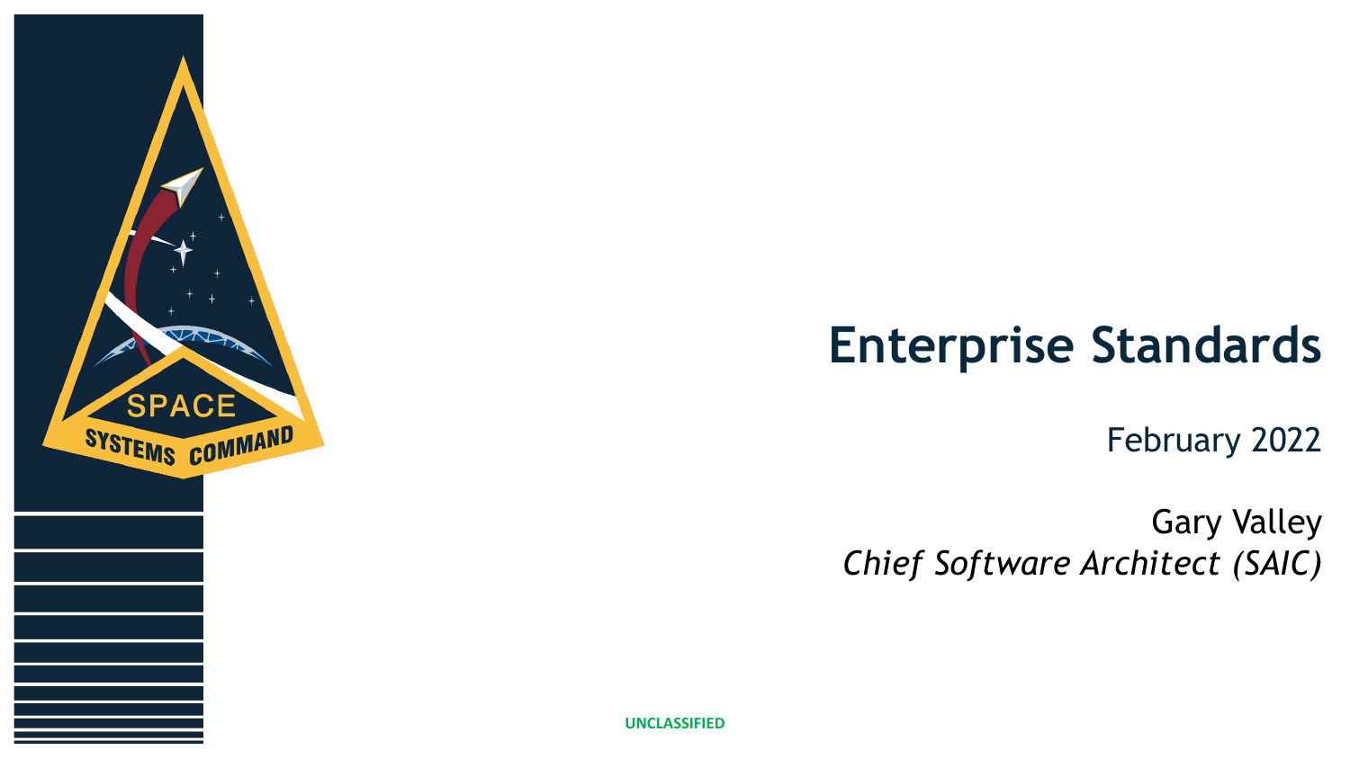# Enterprise Standards

February 2022

Gary Valley

*Chief Software Architect (SAIC)*

UNCLASSIFIED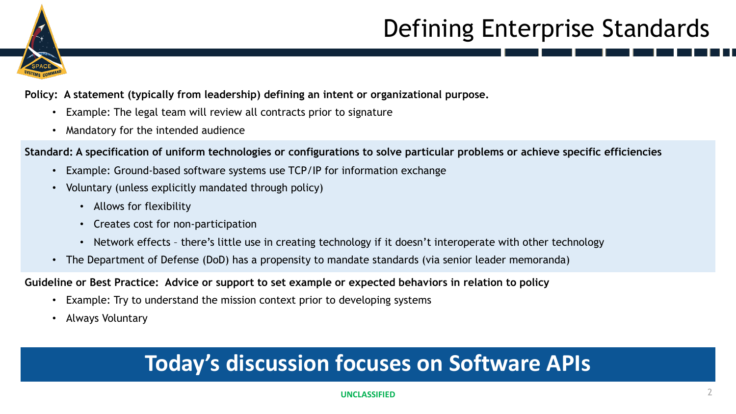# Defining Enterprise Standards

**Policy: A statement (typically from leadership) defining an intent or organizational purpose.**

- Example: The legal team will review all contracts prior to signature
- Mandatory for the intended audience

**Standard: A specification of uniform technologies or configurations to solve particular problems or achieve specific efficiencies**

- Example: Ground-based software systems use TCP/IP for information exchange
- Voluntary (unless explicitly mandated through policy)
  - Allows for flexibility
  - Creates cost for non-participation
  - Network effects – there's little use in creating technology if it doesn't interoperate with other technology
- The Department of Defense (DoD) has a propensity to mandate standards (via senior leader memoranda)

**Guideline or Best Practice: Advice or support to set example or expected behaviors in relation to policy**

- Example: Try to understand the mission context prior to developing systems
- Always Voluntary

**Today's discussion focuses on Software APIs**

UNCLASSIFIED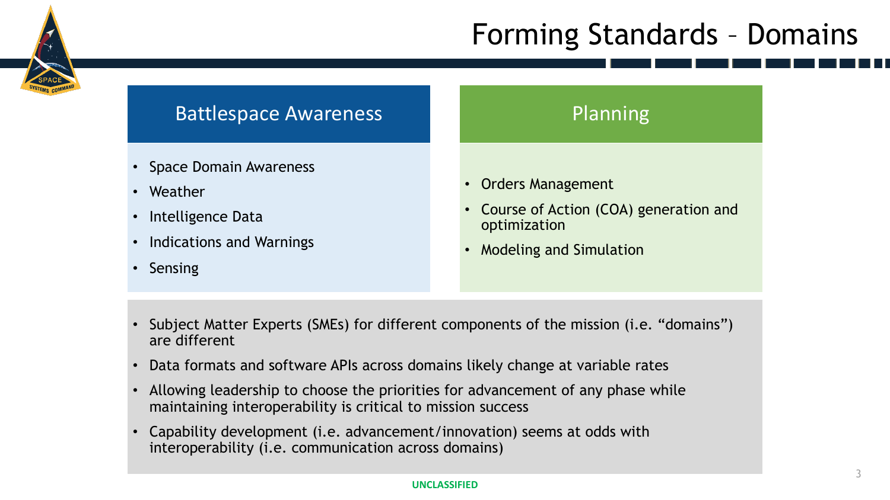# Forming Standards – Domains

## Battlespace Awareness

- Space Domain Awareness
- Weather
- Intelligence Data
- Indications and Warnings
- Sensing

## Planning

- Orders Management
- Course of Action (COA) generation and optimization
- Modeling and Simulation

---

- Subject Matter Experts (SMEs) for different components of the mission (i.e. “domains”) are different
- Data formats and software APIs across domains likely change at variable rates
- Allowing leadership to choose the priorities for advancement of any phase while maintaining interoperability is critical to mission success
- Capability development (i.e. advancement/innovation) seems at odds with interoperability (i.e. communication across domains)

UNCLASSIFIED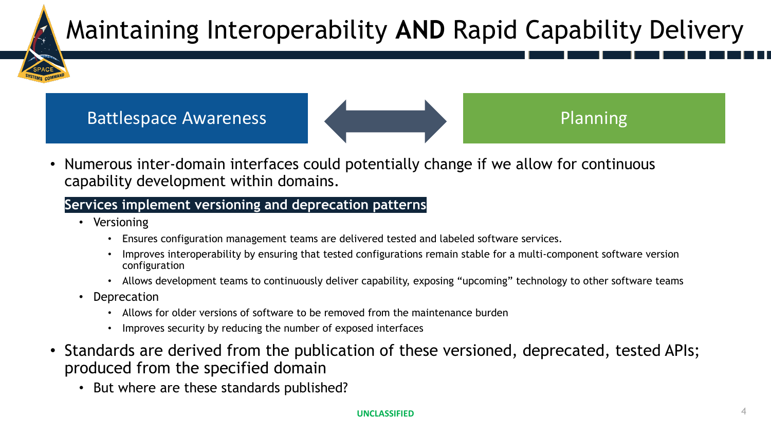# Maintaining Interoperability **AND** Rapid Capability Delivery

Battlespace Awareness ⟷ Planning

- Numerous inter-domain interfaces could potentially change if we allow for continuous capability development within domains.

**Services implement versioning and deprecation patterns**

- Versioning
  - Ensures configuration management teams are delivered tested and labeled software services.
  - Improves interoperability by ensuring that tested configurations remain stable for a multi-component software version configuration
  - Allows development teams to continuously deliver capability, exposing "upcoming" technology to other software teams
- Deprecation
  - Allows for older versions of software to be removed from the maintenance burden
  - Improves security by reducing the number of exposed interfaces

- Standards are derived from the publication of these versioned, deprecated, tested APIs; produced from the specified domain
  - But where are these standards published?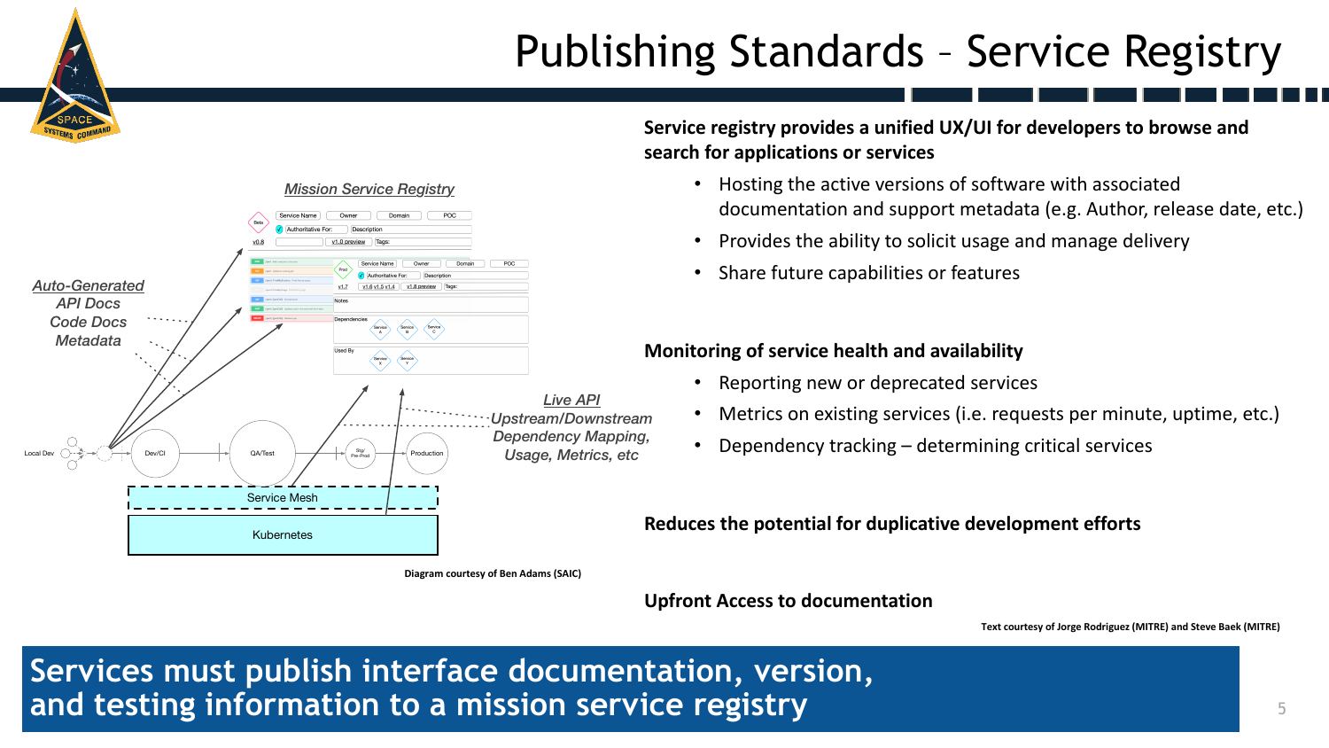# Publishing Standards – Service Registry

**Service registry provides a unified UX/UI for developers to browse and search for applications or services**

- Hosting the active versions of software with associated documentation and support metadata (e.g. Author, release date, etc.)
- Provides the ability to solicit usage and manage delivery
- Share future capabilities or features

**Monitoring of service health and availability**

- Reporting new or deprecated services
- Metrics on existing services (i.e. requests per minute, uptime, etc.)
- Dependency tracking – determining critical services

**Reduces the potential for duplicative development efforts**

**Upfront Access to documentation**

*Mission Service Registry*

*Auto-Generated* *API Docs* *Code Docs* *Metadata*

*Live API* *Upstream/Downstream Dependency Mapping, Usage, Metrics, etc*

Local Dev → Dev/CI → QA/Test → Stg/Pre-Prod → Production

Service Mesh

Kubernetes

**Diagram courtesy of Ben Adams (SAIC)**

**Text courtesy of Jorge Rodriguez (MITRE) and Steve Baek (MITRE)**

**Services must publish interface documentation, version, and testing information to a mission service registry**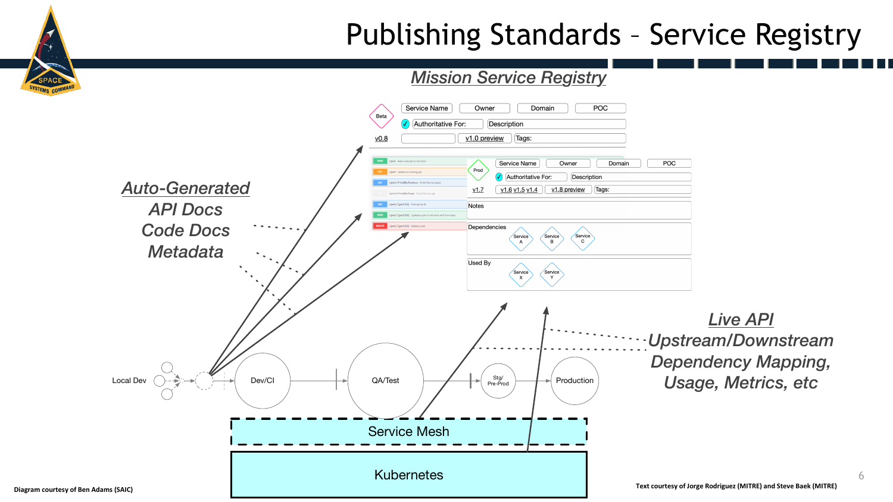# Publishing Standards – Service Registry

## Mission Service Registry

| Beta | Service Name | Owner | Domain | POC |
|---|---|---|---|---|
| ✓ | Authoritative For: | Description | | |
| v0.8 | | v1.0 preview | Tags: | |

| Prod | Service Name | Owner | Domain | POC |
|---|---|---|---|---|
| ✓ | Authoritative For: | Description | | |
| v1.7 | v1.6 v1.5 v1.4 | v1.8 preview | Tags: | |

Notes

Dependencies: Service A, Service B, Service C

Used By: Service X, Service Y

*Auto-Generated*
*API Docs*
*Code Docs*
*Metadata*

*Live API*
*Upstream/Downstream Dependency Mapping, Usage, Metrics, etc*

Local Dev → Dev/CI → QA/Test → Stg/Pre-Prod → Production

Service Mesh

Kubernetes

Diagram courtesy of Ben Adams (SAIC)

Text courtesy of Jorge Rodriguez (MITRE) and Steve Baek (MITRE)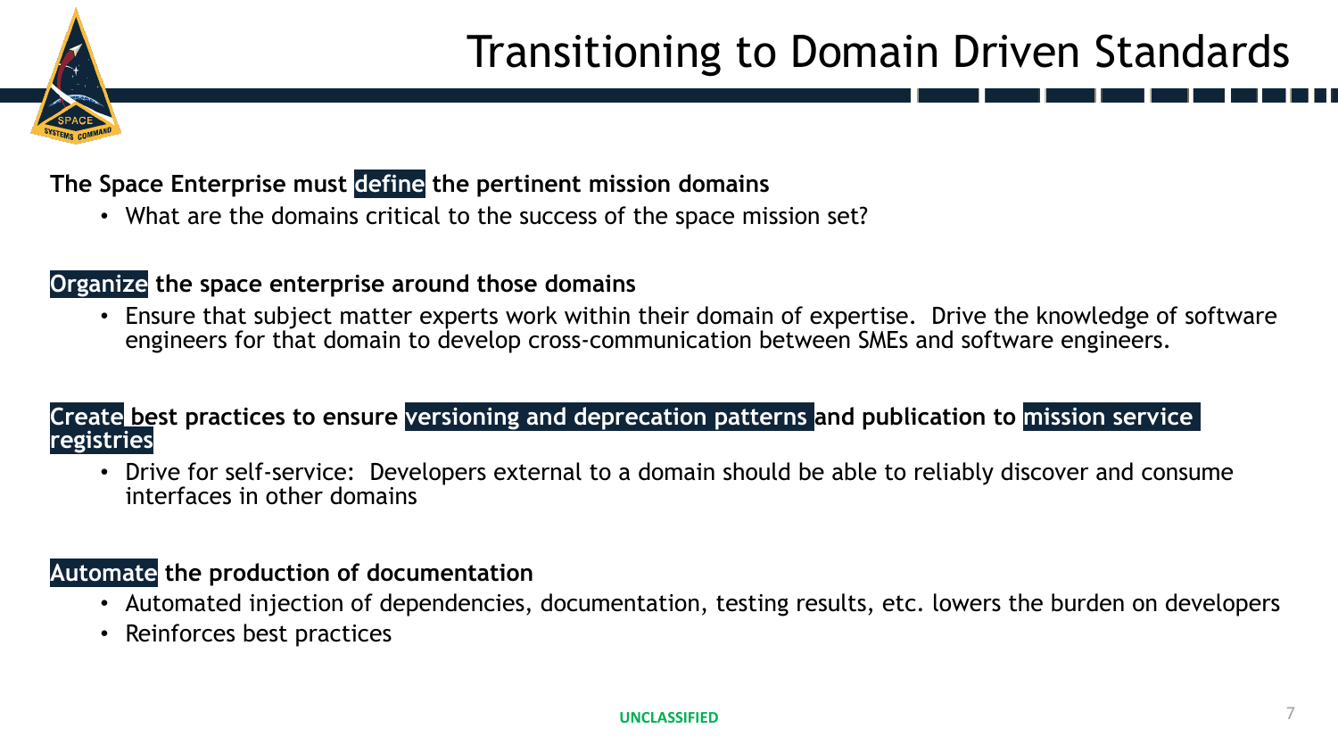# Transitioning to Domain Driven Standards

**The Space Enterprise must define the pertinent mission domains**

- What are the domains critical to the success of the space mission set?

**Organize the space enterprise around those domains**

- Ensure that subject matter experts work within their domain of expertise. Drive the knowledge of software engineers for that domain to develop cross-communication between SMEs and software engineers.

**Create best practices to ensure versioning and deprecation patterns and publication to mission service registries**

- Drive for self-service: Developers external to a domain should be able to reliably discover and consume interfaces in other domains

**Automate the production of documentation**

- Automated injection of dependencies, documentation, testing results, etc. lowers the burden on developers
- Reinforces best practices

UNCLASSIFIED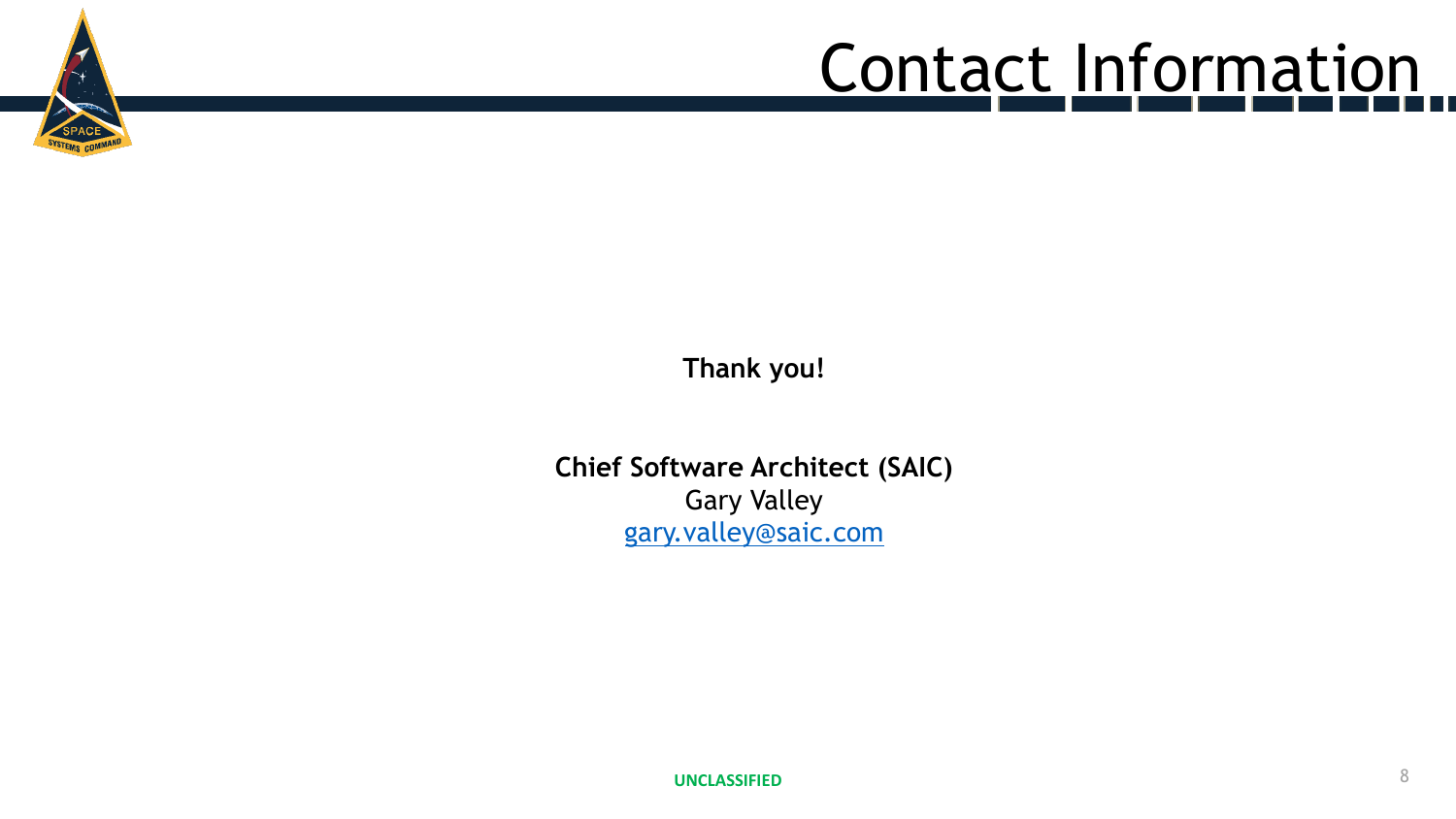# Contact Information

**Thank you!**

**Chief Software Architect (SAIC)**
Gary Valley
gary.valley@saic.com

UNCLASSIFIED